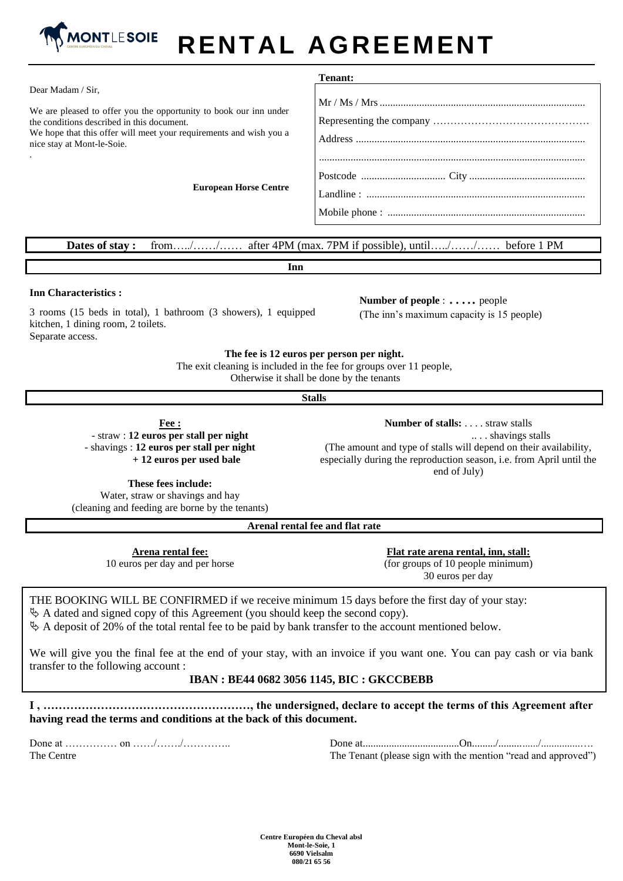MONTLESOIE
CENTRE EUROPÉEN DU CHEVAL

# RENTAL AGREEMENT

Dear Madam / Sir,

We are pleased to offer you the opportunity to book our inn under the conditions described in this document.
We hope that this offer will meet your requirements and wish you a nice stay at Mont-le-Soie.

.

**European Horse Centre**

**Tenant:**

Mr / Ms / Mrs ..............................................................................

Representing the company ……………………………………….

Address ......................................................................................

....................................................................................................

Postcode ................................ City ............................................

Landline : ..................................................................................

Mobile phone : ..........................................................................

**Dates of stay :** from…../……/…… after 4PM (max. 7PM if possible), until…../……/…… before 1 PM

## Inn

**Inn Characteristics :**

3 rooms (15 beds in total), 1 bathroom (3 showers), 1 equipped kitchen, 1 dining room, 2 toilets.
Separate access.

**Number of people** : **. . . . .** people
(The inn's maximum capacity is 15 people)

**The fee is 12 euros per person per night.**
The exit cleaning is included in the fee for groups over 11 people,
Otherwise it shall be done by the tenants

## Stalls

**Fee :**
- straw : **12 euros per stall per night**
- shavings : **12 euros per stall per night + 12 euros per used bale**

**These fees include:**
Water, straw or shavings and hay
(cleaning and feeding are borne by the tenants)

**Number of stalls:** . . . . straw stalls
.. . . shavings stalls
(The amount and type of stalls will depend on their availability, especially during the reproduction season, i.e. from April until the end of July)

## Arenal rental fee and flat rate

**Arena rental fee:**
10 euros per day and per horse

**Flat rate arena rental, inn, stall:**
(for groups of 10 people minimum)
30 euros per day

THE BOOKING WILL BE CONFIRMED if we receive minimum 15 days before the first day of your stay:
- A dated and signed copy of this Agreement (you should keep the second copy).
- A deposit of 20% of the total rental fee to be paid by bank transfer to the account mentioned below.

We will give you the final fee at the end of your stay, with an invoice if you want one. You can pay cash or via bank transfer to the following account :

**IBAN : BE44 0682 3056 1145, BIC : GKCCBEBB**

**I , ………………………………………………, the undersigned, declare to accept the terms of this Agreement after having read the terms and conditions at the back of this document.**

Done at …………… on ……/……./…………..
The Centre

Done at....................................On........./............../..............….
The Tenant (please sign with the mention "read and approved")

**Centre Européen du Cheval absl**
**Mont-le-Soie, 1**
**6690 Vielsalm**
**080/21 65 56**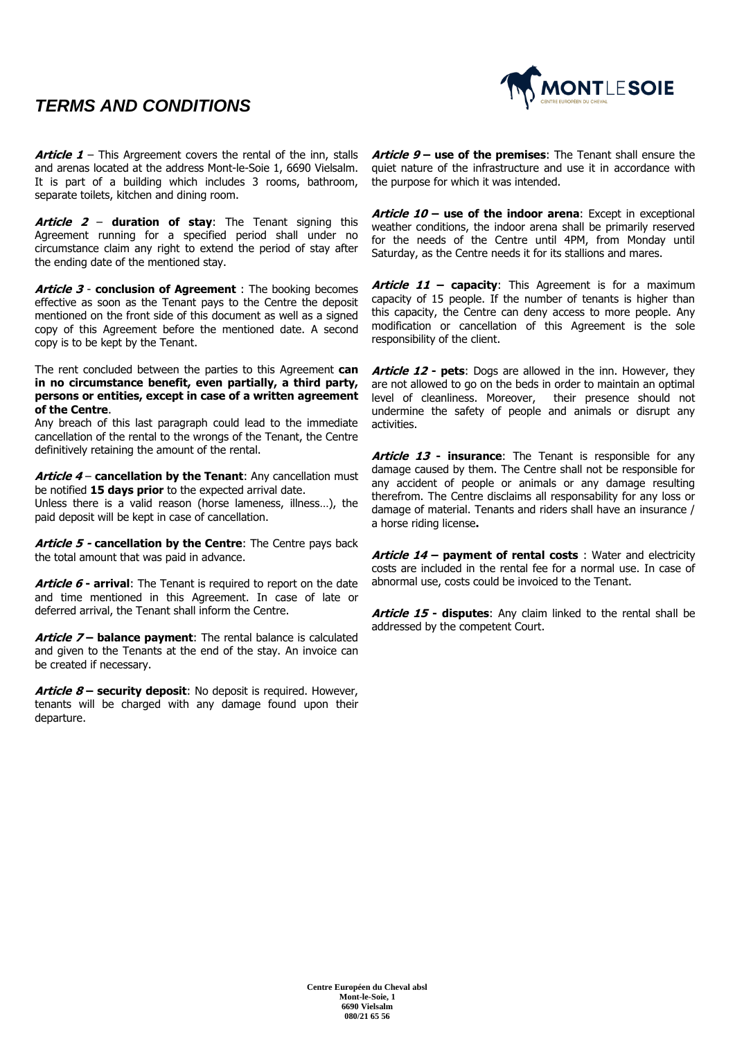# TERMS AND CONDITIONS

MONTLESOIE
CENTRE EUROPÉEN DU CHEVAL

***Article 1*** – This Argreement covers the rental of the inn, stalls and arenas located at the address Mont-le-Soie 1, 6690 Vielsalm. It is part of a building which includes 3 rooms, bathroom, separate toilets, kitchen and dining room.

***Article 2*** – **duration of stay**: The Tenant signing this Agreement running for a specified period shall under no circumstance claim any right to extend the period of stay after the ending date of the mentioned stay.

***Article 3*** - **conclusion of Agreement** : The booking becomes effective as soon as the Tenant pays to the Centre the deposit mentioned on the front side of this document as well as a signed copy of this Agreement before the mentioned date. A second copy is to be kept by the Tenant.

The rent concluded between the parties to this Agreement **can in no circumstance benefit, even partially, a third party, persons or entities, except in case of a written agreement of the Centre**.

Any breach of this last paragraph could lead to the immediate cancellation of the rental to the wrongs of the Tenant, the Centre definitively retaining the amount of the rental.

***Article 4*** – **cancellation by the Tenant**: Any cancellation must be notified **15 days prior** to the expected arrival date.

Unless there is a valid reason (horse lameness, illness…), the paid deposit will be kept in case of cancellation.

***Article 5*** **- cancellation by the Centre**: The Centre pays back the total amount that was paid in advance.

***Article 6*** **- arrival**: The Tenant is required to report on the date and time mentioned in this Agreement. In case of late or deferred arrival, the Tenant shall inform the Centre.

***Article 7*** **– balance payment**: The rental balance is calculated and given to the Tenants at the end of the stay. An invoice can be created if necessary.

***Article 8*** **– security deposit**: No deposit is required. However, tenants will be charged with any damage found upon their departure.

***Article 9*** **– use of the premises**: The Tenant shall ensure the quiet nature of the infrastructure and use it in accordance with the purpose for which it was intended.

***Article 10*** **– use of the indoor arena**: Except in exceptional weather conditions, the indoor arena shall be primarily reserved for the needs of the Centre until 4PM, from Monday until Saturday, as the Centre needs it for its stallions and mares.

***Article 11*** **– capacity**: This Agreement is for a maximum capacity of 15 people. If the number of tenants is higher than this capacity, the Centre can deny access to more people. Any modification or cancellation of this Agreement is the sole responsibility of the client.

***Article 12*** **- pets**: Dogs are allowed in the inn. However, they are not allowed to go on the beds in order to maintain an optimal level of cleanliness. Moreover, their presence should not undermine the safety of people and animals or disrupt any activities.

***Article 13*** **- insurance**: The Tenant is responsible for any damage caused by them. The Centre shall not be responsible for any accident of people or animals or any damage resulting therefrom. The Centre disclaims all responsability for any loss or damage of material. Tenants and riders shall have an insurance / a horse riding license**.**

***Article 14*** **– payment of rental costs** : Water and electricity costs are included in the rental fee for a normal use. In case of abnormal use, costs could be invoiced to the Tenant.

***Article 15*** **- disputes**: Any claim linked to the rental shall be addressed by the competent Court.

**Centre Européen du Cheval absl**
**Mont-le-Soie, 1**
**6690 Vielsalm**
**080/21 65 56**